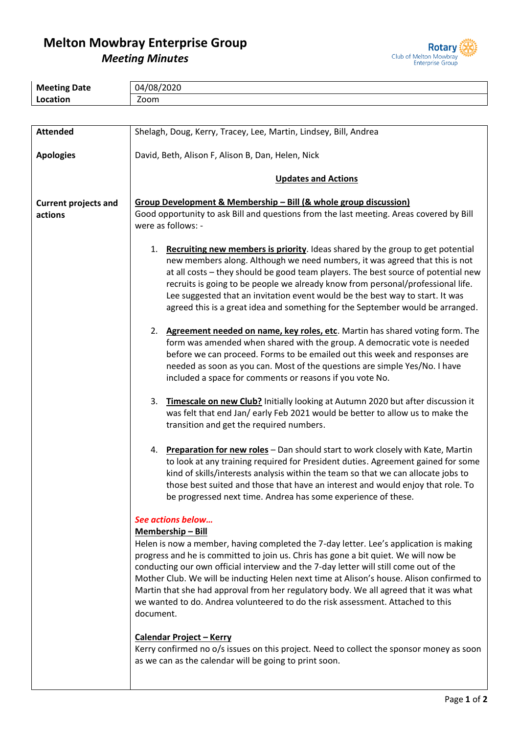# Melton Mowbray Enterprise Group

## *Meeting Minutes*

Rotary Club of Melton Mowbray Enterprise Group

| **Meeting Date** | 04/08/2020 |
|---|---|
| **Location** | Zoom |

**Attended**: Shelagh, Doug, Kerry, Tracey, Lee, Martin, Lindsey, Bill, Andrea

**Apologies**: David, Beth, Alison F, Alison B, Dan, Helen, Nick

### Updates and Actions

**Current projects and actions**

**Group Development & Membership – Bill (& whole group discussion)**

Good opportunity to ask Bill and questions from the last meeting. Areas covered by Bill were as follows: -

1. **Recruiting new members is priority**. Ideas shared by the group to get potential new members along. Although we need numbers, it was agreed that this is not at all costs – they should be good team players. The best source of potential new recruits is going to be people we already know from personal/professional life. Lee suggested that an invitation event would be the best way to start. It was agreed this is a great idea and something for the September would be arranged.

2. **Agreement needed on name, key roles, etc**. Martin has shared voting form. The form was amended when shared with the group. A democratic vote is needed before we can proceed. Forms to be emailed out this week and responses are needed as soon as you can. Most of the questions are simple Yes/No. I have included a space for comments or reasons if you vote No.

3. **Timescale on new Club?** Initially looking at Autumn 2020 but after discussion it was felt that end Jan/ early Feb 2021 would be better to allow us to make the transition and get the required numbers.

4. **Preparation for new roles** – Dan should start to work closely with Kate, Martin to look at any training required for President duties. Agreement gained for some kind of skills/interests analysis within the team so that we can allocate jobs to those best suited and those that have an interest and would enjoy that role. To be progressed next time. Andrea has some experience of these.

***See actions below…***

**Membership – Bill**

Helen is now a member, having completed the 7-day letter. Lee's application is making progress and he is committed to join us. Chris has gone a bit quiet. We will now be conducting our own official interview and the 7-day letter will still come out of the Mother Club. We will be inducting Helen next time at Alison's house. Alison confirmed to Martin that she had approval from her regulatory body. We all agreed that it was what we wanted to do. Andrea volunteered to do the risk assessment. Attached to this document.

**Calendar Project – Kerry**

Kerry confirmed no o/s issues on this project. Need to collect the sponsor money as soon as we can as the calendar will be going to print soon.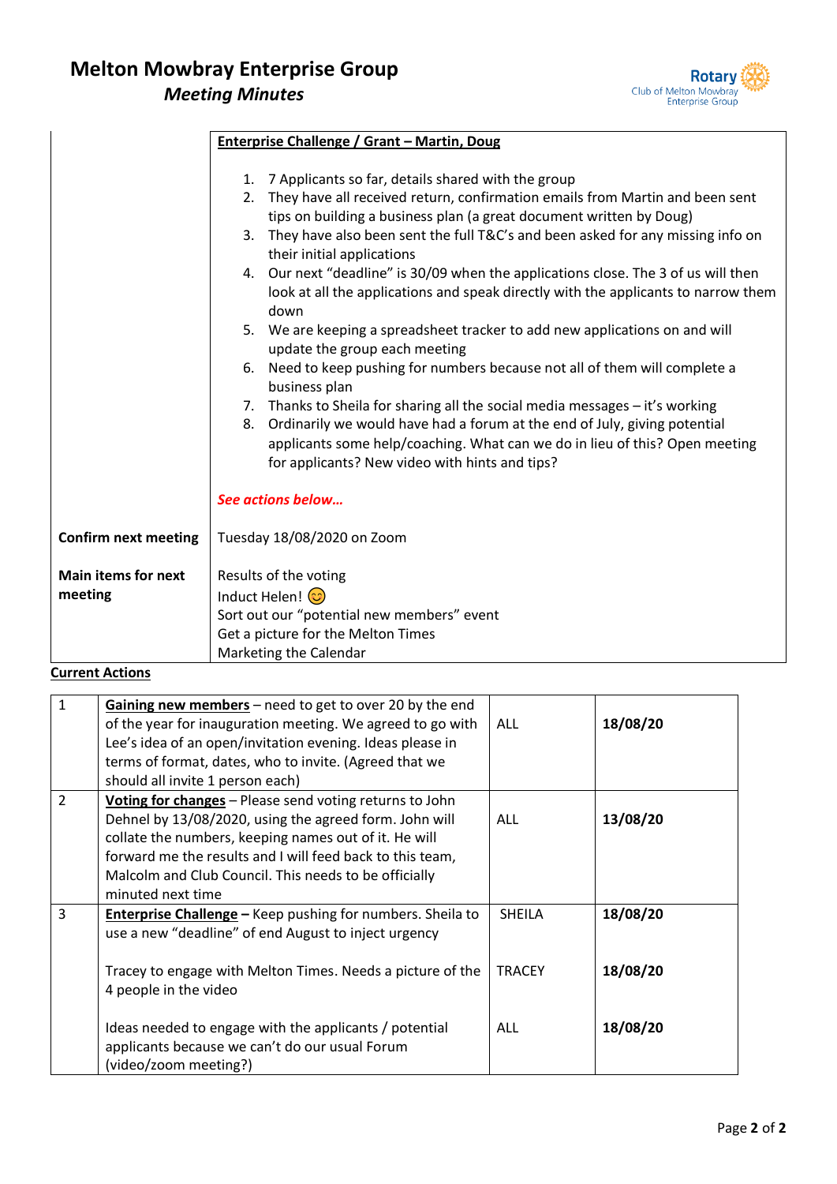# Melton Mowbray Enterprise Group

## *Meeting Minutes*

| | |
|---|---|
| | **Enterprise Challenge / Grant – Martin, Doug**<br><br>1. 7 Applicants so far, details shared with the group<br>2. They have all received return, confirmation emails from Martin and been sent tips on building a business plan (a great document written by Doug)<br>3. They have also been sent the full T&C's and been asked for any missing info on their initial applications<br>4. Our next "deadline" is 30/09 when the applications close. The 3 of us will then look at all the applications and speak directly with the applicants to narrow them down<br>5. We are keeping a spreadsheet tracker to add new applications on and will update the group each meeting<br>6. Need to keep pushing for numbers because not all of them will complete a business plan<br>7. Thanks to Sheila for sharing all the social media messages – it's working<br>8. Ordinarily we would have had a forum at the end of July, giving potential applicants some help/coaching. What can we do in lieu of this? Open meeting for applicants? New video with hints and tips?<br><br>***See actions below…*** |
| **Confirm next meeting** | Tuesday 18/08/2020 on Zoom |
| **Main items for next meeting** | Results of the voting<br>Induct Helen! 😊<br>Sort out our "potential new members" event<br>Get a picture for the Melton Times<br>Marketing the Calendar |

**Current Actions**

| | | | |
|---|---|---|---|
| 1 | **Gaining new members** – need to get to over 20 by the end of the year for inauguration meeting. We agreed to go with Lee's idea of an open/invitation evening. Ideas please in terms of format, dates, who to invite. (Agreed that we should all invite 1 person each) | ALL | **18/08/20** |
| 2 | **Voting for changes** – Please send voting returns to John Dehnel by 13/08/2020, using the agreed form. John will collate the numbers, keeping names out of it. He will forward me the results and I will feed back to this team, Malcolm and Club Council. This needs to be officially minuted next time | ALL | **13/08/20** |
| 3 | **Enterprise Challenge –** Keep pushing for numbers. Sheila to use a new "deadline" of end August to inject urgency<br><br>Tracey to engage with Melton Times. Needs a picture of the 4 people in the video<br><br>Ideas needed to engage with the applicants / potential applicants because we can't do our usual Forum (video/zoom meeting?) | SHEILA<br><br>TRACEY<br><br>ALL | **18/08/20**<br><br>**18/08/20**<br><br>**18/08/20** |